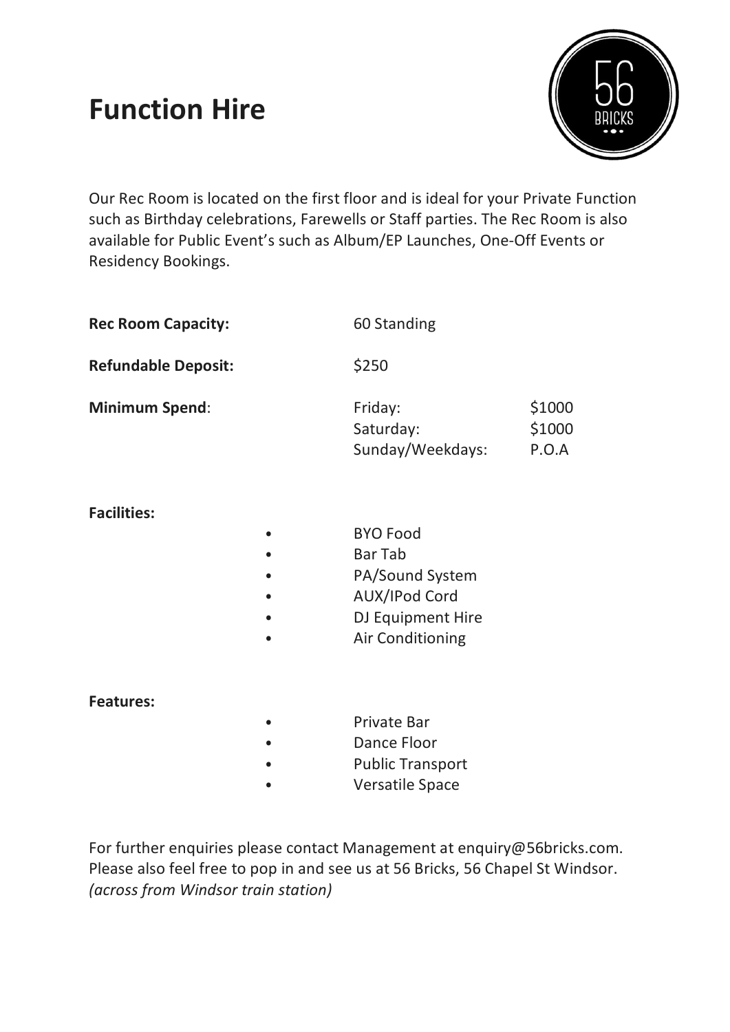# Function Hire

Our Rec Room is located on the first floor and is ideal for your Private Function such as Birthday celebrations, Farewells or Staff parties. The Rec Room is also available for Public Event's such as Album/EP Launches, One-Off Events or Residency Bookings.

**Rec Room Capacity:** 60 Standing

**Refundable Deposit:** $250

**Minimum Spend**:

| | |
|---|---|
| Friday: | $1000 |
| Saturday: | $1000 |
| Sunday/Weekdays: | P.O.A |

**Facilities:**

- BYO Food
- Bar Tab
- PA/Sound System
- AUX/IPod Cord
- DJ Equipment Hire
- Air Conditioning

**Features:**

- Private Bar
- Dance Floor
- Public Transport
- Versatile Space

For further enquiries please contact Management at enquiry@56bricks.com. Please also feel free to pop in and see us at 56 Bricks, 56 Chapel St Windsor. *(across from Windsor train station)*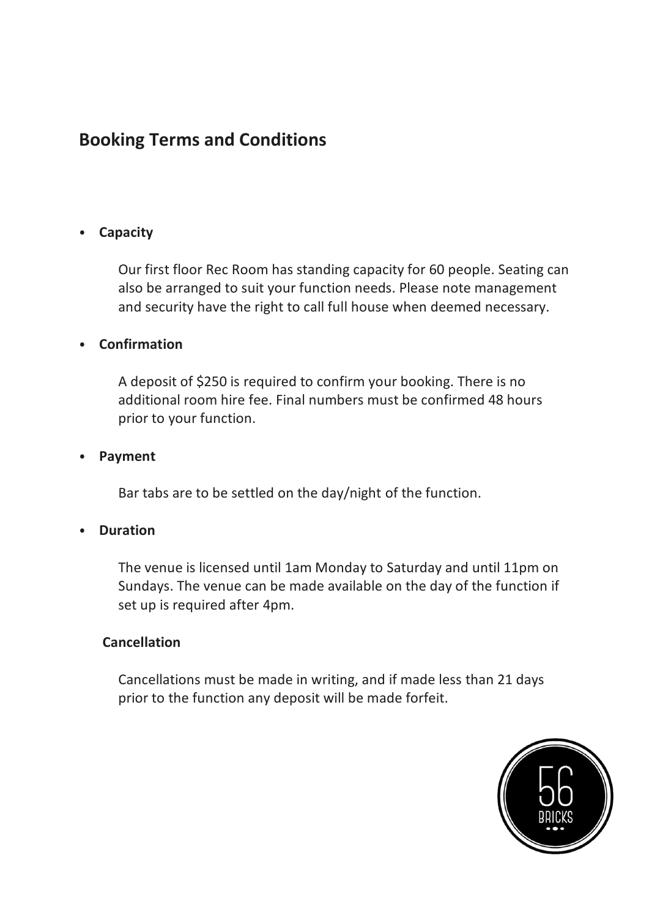## Booking Terms and Conditions

- **Capacity**

  Our first floor Rec Room has standing capacity for 60 people. Seating can also be arranged to suit your function needs. Please note management and security have the right to call full house when deemed necessary.

- **Confirmation**

  A deposit of $250 is required to confirm your booking. There is no additional room hire fee. Final numbers must be confirmed 48 hours prior to your function.

- **Payment**

  Bar tabs are to be settled on the day/night of the function.

- **Duration**

  The venue is licensed until 1am Monday to Saturday and until 11pm on Sundays. The venue can be made available on the day of the function if set up is required after 4pm.

**Cancellation**

Cancellations must be made in writing, and if made less than 21 days prior to the function any deposit will be made forfeit.

56 BRICKS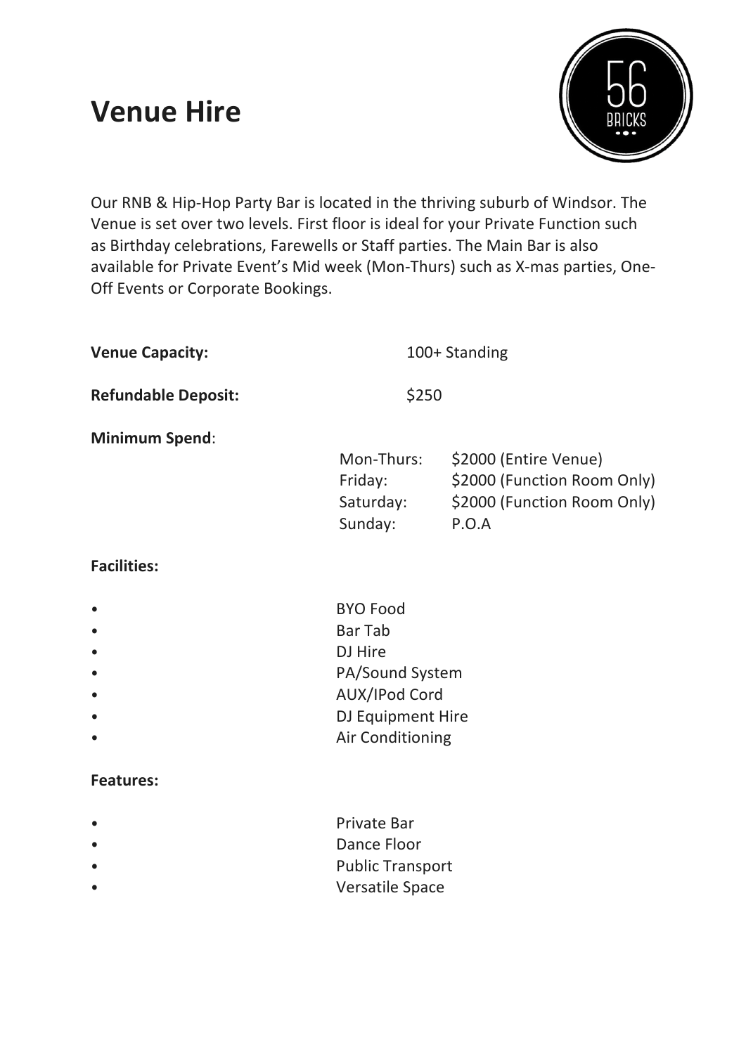# Venue Hire

Our RNB & Hip-Hop Party Bar is located in the thriving suburb of Windsor. The Venue is set over two levels. First floor is ideal for your Private Function such as Birthday celebrations, Farewells or Staff parties. The Main Bar is also available for Private Event's Mid week (Mon-Thurs) such as X-mas parties, One-Off Events or Corporate Bookings.

**Venue Capacity:** 100+ Standing

**Refundable Deposit:** $250

**Minimum Spend**:

| | |
|---|---|
| Mon-Thurs: | $2000 (Entire Venue) |
| Friday: | $2000 (Function Room Only) |
| Saturday: | $2000 (Function Room Only) |
| Sunday: | P.O.A |

**Facilities:**

- BYO Food
- Bar Tab
- DJ Hire
- PA/Sound System
- AUX/IPod Cord
- DJ Equipment Hire
- Air Conditioning

**Features:**

- Private Bar
- Dance Floor
- Public Transport
- Versatile Space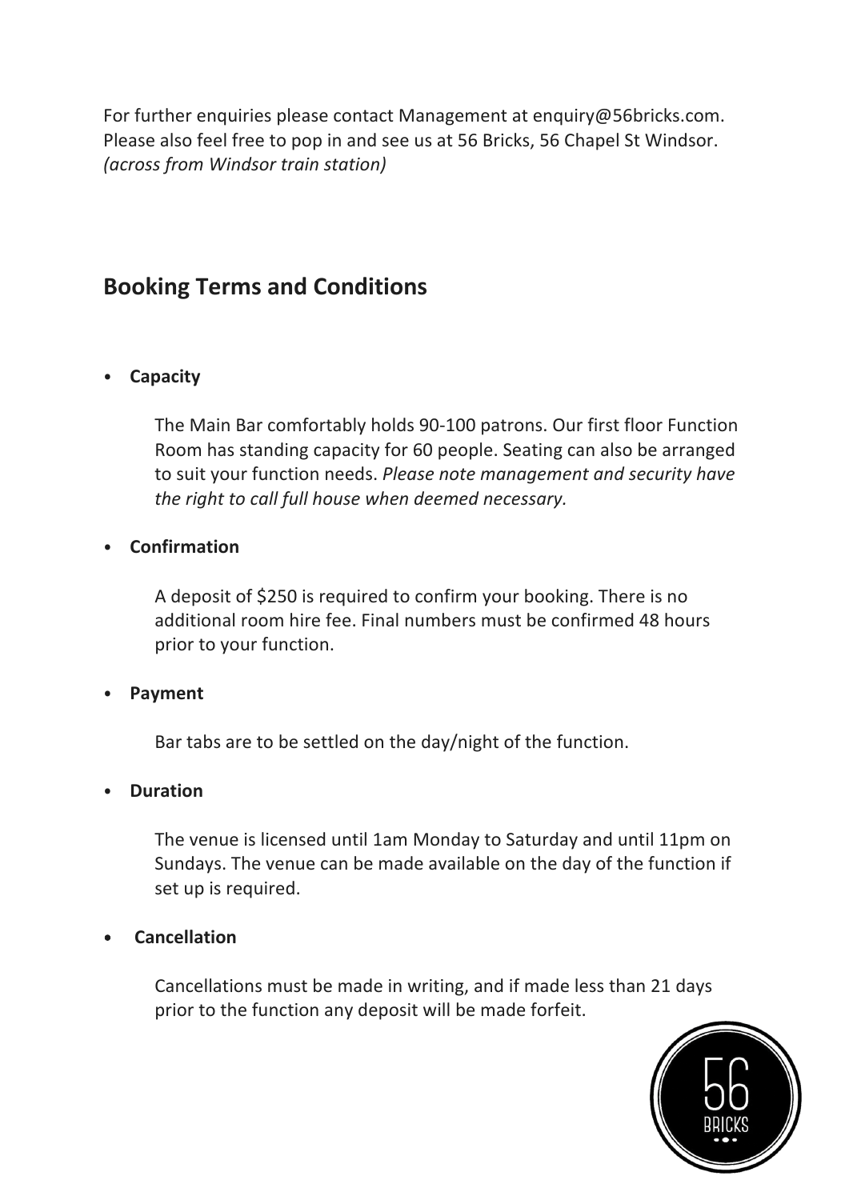For further enquiries please contact Management at enquiry@56bricks.com. Please also feel free to pop in and see us at 56 Bricks, 56 Chapel St Windsor. *(across from Windsor train station)*

## Booking Terms and Conditions

- **Capacity**

  The Main Bar comfortably holds 90-100 patrons. Our first floor Function Room has standing capacity for 60 people. Seating can also be arranged to suit your function needs. *Please note management and security have the right to call full house when deemed necessary.*

- **Confirmation**

  A deposit of $250 is required to confirm your booking. There is no additional room hire fee. Final numbers must be confirmed 48 hours prior to your function.

- **Payment**

  Bar tabs are to be settled on the day/night of the function.

- **Duration**

  The venue is licensed until 1am Monday to Saturday and until 11pm on Sundays. The venue can be made available on the day of the function if set up is required.

- **Cancellation**

  Cancellations must be made in writing, and if made less than 21 days prior to the function any deposit will be made forfeit.

56 BRICKS